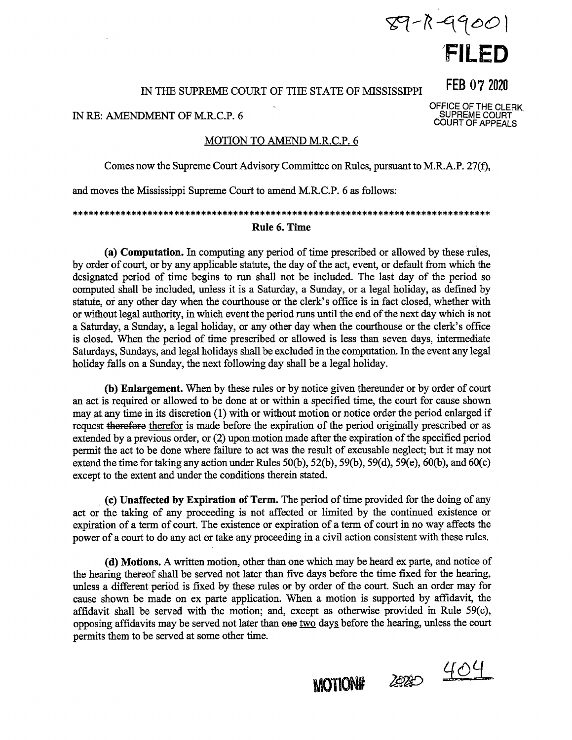89-R-99001

**FILED**

FEB 07 2020

OFFICE OF THE CLERK
SUPREME COURT
COURT OF APPEALS

IN THE SUPREME COURT OF THE STATE OF MISSISSIPPI

IN RE: AMENDMENT OF M.R.C.P. 6

MOTION TO AMEND M.R.C.P. 6

Comes now the Supreme Court Advisory Committee on Rules, pursuant to M.R.A.P. 27(f), and moves the Mississippi Supreme Court to amend M.R.C.P. 6 as follows:

*******************************************************************************

**Rule 6. Time**

**(a) Computation.** In computing any period of time prescribed or allowed by these rules, by order of court, or by any applicable statute, the day of the act, event, or default from which the designated period of time begins to run shall not be included. The last day of the period so computed shall be included, unless it is a Saturday, a Sunday, or a legal holiday, as defined by statute, or any other day when the courthouse or the clerk's office is in fact closed, whether with or without legal authority, in which event the period runs until the end of the next day which is not a Saturday, a Sunday, a legal holiday, or any other day when the courthouse or the clerk's office is closed. When the period of time prescribed or allowed is less than seven days, intermediate Saturdays, Sundays, and legal holidays shall be excluded in the computation. In the event any legal holiday falls on a Sunday, the next following day shall be a legal holiday.

**(b) Enlargement.** When by these rules or by notice given thereunder or by order of court an act is required or allowed to be done at or within a specified time, the court for cause shown may at any time in its discretion (1) with or without motion or notice order the period enlarged if request ~~therefore~~ therefor is made before the expiration of the period originally prescribed or as extended by a previous order, or (2) upon motion made after the expiration of the specified period permit the act to be done where failure to act was the result of excusable neglect; but it may not extend the time for taking any action under Rules 50(b), 52(b), 59(b), 59(d), 59(e), 60(b), and 60(c) except to the extent and under the conditions therein stated.

**(c) Unaffected by Expiration of Term.** The period of time provided for the doing of any act or the taking of any proceeding is not affected or limited by the continued existence or expiration of a term of court. The existence or expiration of a term of court in no way affects the power of a court to do any act or take any proceeding in a civil action consistent with these rules.

**(d) Motions.** A written motion, other than one which may be heard ex parte, and notice of the hearing thereof shall be served not later than five days before the time fixed for the hearing, unless a different period is fixed by these rules or by order of the court. Such an order may for cause shown be made on ex parte application. When a motion is supported by affidavit, the affidavit shall be served with the motion; and, except as otherwise provided in Rule 59(c), opposing affidavits may be served not later than ~~one~~ two days before the hearing, unless the court permits them to be served at some other time.

MOTION# 2020 404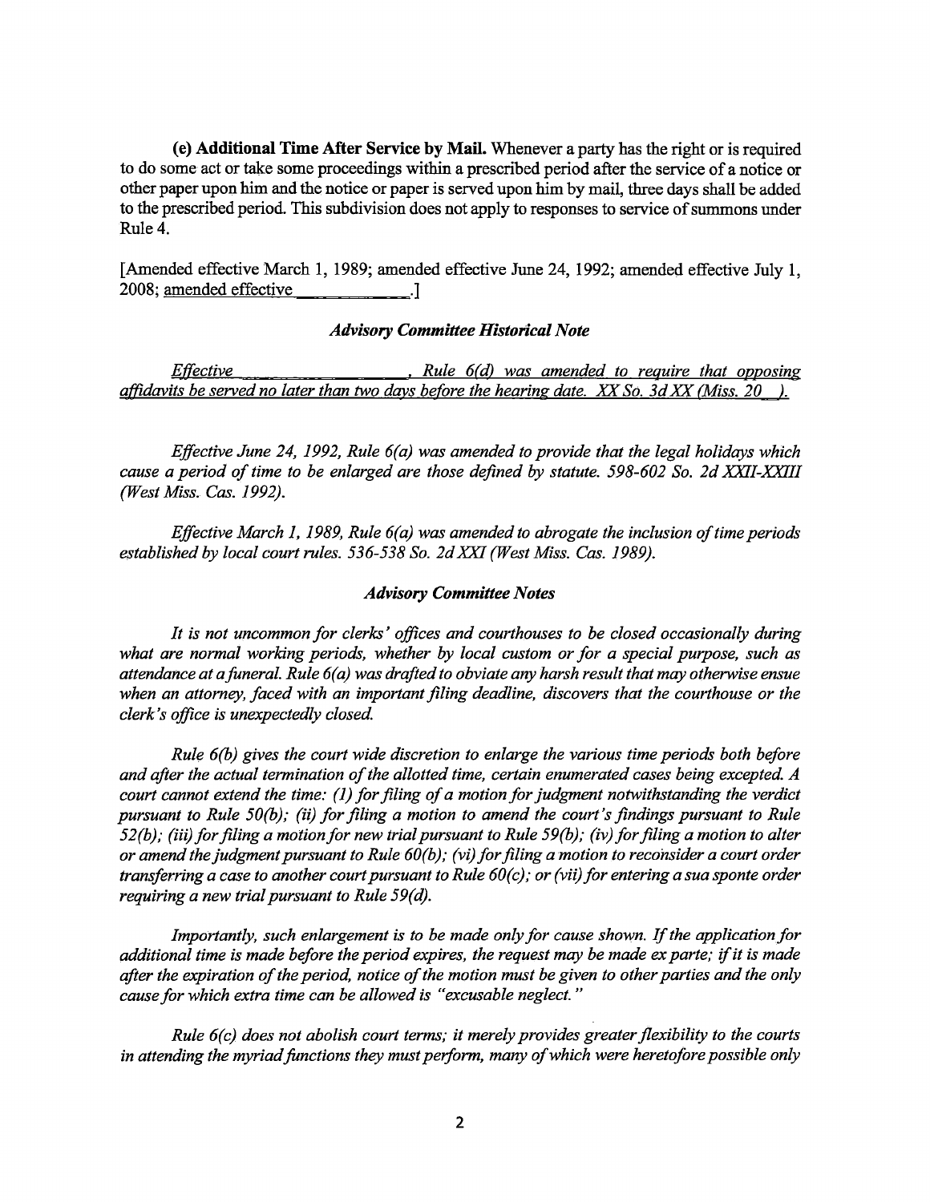**(e) Additional Time After Service by Mail.** Whenever a party has the right or is required to do some act or take some proceedings within a prescribed period after the service of a notice or other paper upon him and the notice or paper is served upon him by mail, three days shall be added to the prescribed period. This subdivision does not apply to responses to service of summons under Rule 4.

[Amended effective March 1, 1989; amended effective June 24, 1992; amended effective July 1, 2008; amended effective ___________.]

### *Advisory Committee Historical Note*

*Effective _________________, Rule 6(d) was amended to require that opposing affidavits be served no later than two days before the hearing date. XX So. 3d XX (Miss. 20__).*

*Effective June 24, 1992, Rule 6(a) was amended to provide that the legal holidays which cause a period of time to be enlarged are those defined by statute. 598-602 So. 2d XXII-XXIII (West Miss. Cas. 1992).*

*Effective March 1, 1989, Rule 6(a) was amended to abrogate the inclusion of time periods established by local court rules. 536-538 So. 2d XXI (West Miss. Cas. 1989).*

### *Advisory Committee Notes*

*It is not uncommon for clerks' offices and courthouses to be closed occasionally during what are normal working periods, whether by local custom or for a special purpose, such as attendance at a funeral. Rule 6(a) was drafted to obviate any harsh result that may otherwise ensue when an attorney, faced with an important filing deadline, discovers that the courthouse or the clerk's office is unexpectedly closed.*

*Rule 6(b) gives the court wide discretion to enlarge the various time periods both before and after the actual termination of the allotted time, certain enumerated cases being excepted. A court cannot extend the time: (1) for filing of a motion for judgment notwithstanding the verdict pursuant to Rule 50(b); (ii) for filing a motion to amend the court's findings pursuant to Rule 52(b); (iii) for filing a motion for new trial pursuant to Rule 59(b); (iv) for filing a motion to alter or amend the judgment pursuant to Rule 60(b); (vi) for filing a motion to reconsider a court order transferring a case to another court pursuant to Rule 60(c); or (vii) for entering a sua sponte order requiring a new trial pursuant to Rule 59(d).*

*Importantly, such enlargement is to be made only for cause shown. If the application for additional time is made before the period expires, the request may be made ex parte; if it is made after the expiration of the period, notice of the motion must be given to other parties and the only cause for which extra time can be allowed is "excusable neglect."*

*Rule 6(c) does not abolish court terms; it merely provides greater flexibility to the courts in attending the myriad functions they must perform, many of which were heretofore possible only*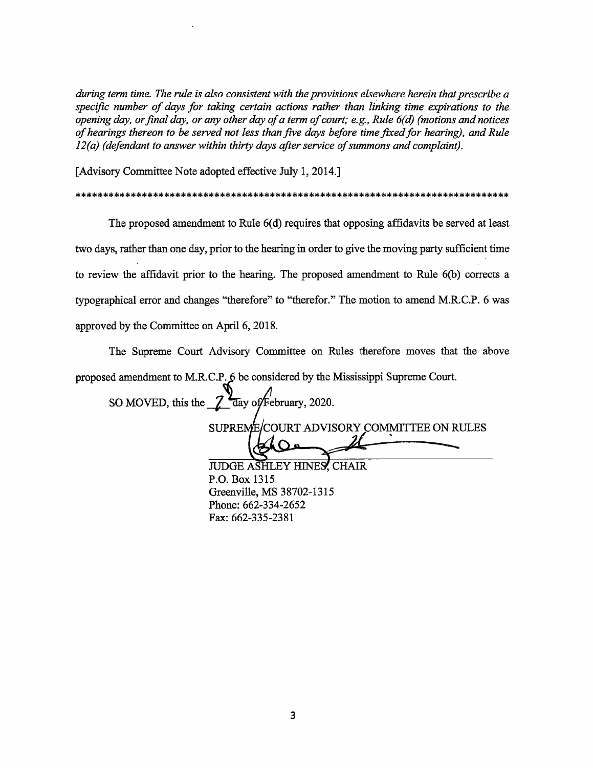*during term time. The rule is also consistent with the provisions elsewhere herein that prescribe a specific number of days for taking certain actions rather than linking time expirations to the opening day, or final day, or any other day of a term of court; e.g., Rule 6(d) (motions and notices of hearings thereon to be served not less than five days before time fixed for hearing), and Rule 12(a) (defendant to answer within thirty days after service of summons and complaint).*

[Advisory Committee Note adopted effective July 1, 2014.]

*******************************************************************************

The proposed amendment to Rule 6(d) requires that opposing affidavits be served at least two days, rather than one day, prior to the hearing in order to give the moving party sufficient time to review the affidavit prior to the hearing. The proposed amendment to Rule 6(b) corrects a typographical error and changes "therefore" to "therefor." The motion to amend M.R.C.P. 6 was approved by the Committee on April 6, 2018.

The Supreme Court Advisory Committee on Rules therefore moves that the above proposed amendment to M.R.C.P. 6 be considered by the Mississippi Supreme Court.

SO MOVED, this the 7th day of February, 2020.

SUPREME COURT ADVISORY COMMITTEE ON RULES

JUDGE ASHLEY HINES, CHAIR
P.O. Box 1315
Greenville, MS 38702-1315
Phone: 662-334-2652
Fax: 662-335-2381